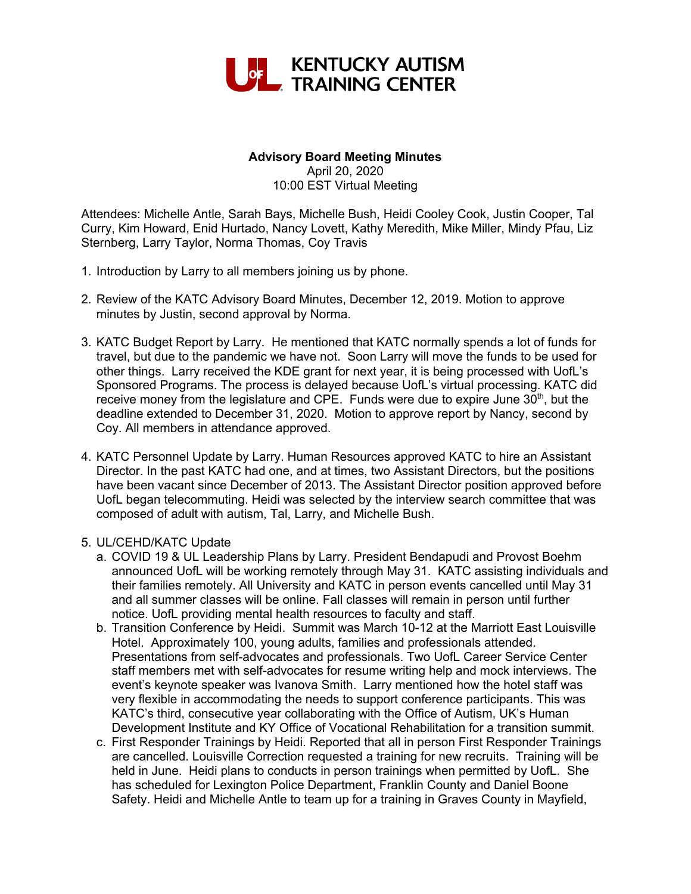KENTUCKY AUTISM TRAINING CENTER

**Advisory Board Meeting Minutes**
April 20, 2020
10:00 EST Virtual Meeting

Attendees: Michelle Antle, Sarah Bays, Michelle Bush, Heidi Cooley Cook, Justin Cooper, Tal Curry, Kim Howard, Enid Hurtado, Nancy Lovett, Kathy Meredith, Mike Miller, Mindy Pfau, Liz Sternberg, Larry Taylor, Norma Thomas, Coy Travis

1. Introduction by Larry to all members joining us by phone.

2. Review of the KATC Advisory Board Minutes, December 12, 2019. Motion to approve minutes by Justin, second approval by Norma.

3. KATC Budget Report by Larry. He mentioned that KATC normally spends a lot of funds for travel, but due to the pandemic we have not. Soon Larry will move the funds to be used for other things. Larry received the KDE grant for next year, it is being processed with UofL's Sponsored Programs. The process is delayed because UofL's virtual processing. KATC did receive money from the legislature and CPE. Funds were due to expire June 30th, but the deadline extended to December 31, 2020. Motion to approve report by Nancy, second by Coy. All members in attendance approved.

4. KATC Personnel Update by Larry. Human Resources approved KATC to hire an Assistant Director. In the past KATC had one, and at times, two Assistant Directors, but the positions have been vacant since December of 2013. The Assistant Director position approved before UofL began telecommuting. Heidi was selected by the interview search committee that was composed of adult with autism, Tal, Larry, and Michelle Bush.

5. UL/CEHD/KATC Update
   a. COVID 19 & UL Leadership Plans by Larry. President Bendapudi and Provost Boehm announced UofL will be working remotely through May 31. KATC assisting individuals and their families remotely. All University and KATC in person events cancelled until May 31 and all summer classes will be online. Fall classes will remain in person until further notice. UofL providing mental health resources to faculty and staff.
   b. Transition Conference by Heidi. Summit was March 10-12 at the Marriott East Louisville Hotel. Approximately 100, young adults, families and professionals attended. Presentations from self-advocates and professionals. Two UofL Career Service Center staff members met with self-advocates for resume writing help and mock interviews. The event's keynote speaker was Ivanova Smith. Larry mentioned how the hotel staff was very flexible in accommodating the needs to support conference participants. This was KATC's third, consecutive year collaborating with the Office of Autism, UK's Human Development Institute and KY Office of Vocational Rehabilitation for a transition summit.
   c. First Responder Trainings by Heidi. Reported that all in person First Responder Trainings are cancelled. Louisville Correction requested a training for new recruits. Training will be held in June. Heidi plans to conducts in person trainings when permitted by UofL. She has scheduled for Lexington Police Department, Franklin County and Daniel Boone Safety. Heidi and Michelle Antle to team up for a training in Graves County in Mayfield,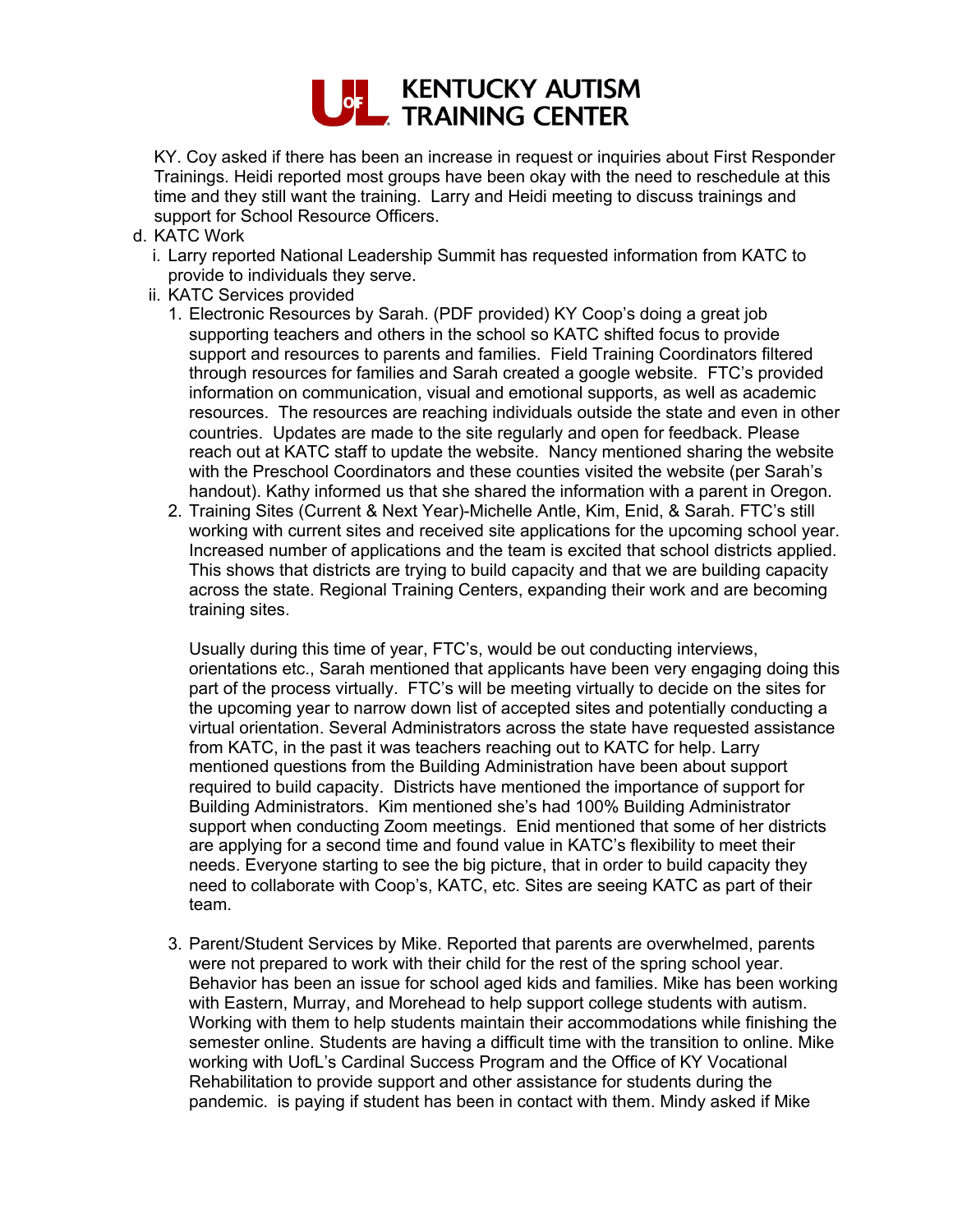KY. Coy asked if there has been an increase in request or inquiries about First Responder Trainings. Heidi reported most groups have been okay with the need to reschedule at this time and they still want the training. Larry and Heidi meeting to discuss trainings and support for School Resource Officers.

d. KATC Work
   i. Larry reported National Leadership Summit has requested information from KATC to provide to individuals they serve.
   ii. KATC Services provided
      1. Electronic Resources by Sarah. (PDF provided) KY Coop's doing a great job supporting teachers and others in the school so KATC shifted focus to provide support and resources to parents and families. Field Training Coordinators filtered through resources for families and Sarah created a google website. FTC's provided information on communication, visual and emotional supports, as well as academic resources. The resources are reaching individuals outside the state and even in other countries. Updates are made to the site regularly and open for feedback. Please reach out at KATC staff to update the website. Nancy mentioned sharing the website with the Preschool Coordinators and these counties visited the website (per Sarah's handout). Kathy informed us that she shared the information with a parent in Oregon.
      2. Training Sites (Current & Next Year)-Michelle Antle, Kim, Enid, & Sarah. FTC's still working with current sites and received site applications for the upcoming school year. Increased number of applications and the team is excited that school districts applied. This shows that districts are trying to build capacity and that we are building capacity across the state. Regional Training Centers, expanding their work and are becoming training sites.

         Usually during this time of year, FTC's, would be out conducting interviews, orientations etc., Sarah mentioned that applicants have been very engaging doing this part of the process virtually. FTC's will be meeting virtually to decide on the sites for the upcoming year to narrow down list of accepted sites and potentially conducting a virtual orientation. Several Administrators across the state have requested assistance from KATC, in the past it was teachers reaching out to KATC for help. Larry mentioned questions from the Building Administration have been about support required to build capacity. Districts have mentioned the importance of support for Building Administrators. Kim mentioned she's had 100% Building Administrator support when conducting Zoom meetings. Enid mentioned that some of her districts are applying for a second time and found value in KATC's flexibility to meet their needs. Everyone starting to see the big picture, that in order to build capacity they need to collaborate with Coop's, KATC, etc. Sites are seeing KATC as part of their team.

      3. Parent/Student Services by Mike. Reported that parents are overwhelmed, parents were not prepared to work with their child for the rest of the spring school year. Behavior has been an issue for school aged kids and families. Mike has been working with Eastern, Murray, and Morehead to help support college students with autism. Working with them to help students maintain their accommodations while finishing the semester online. Students are having a difficult time with the transition to online. Mike working with UofL's Cardinal Success Program and the Office of KY Vocational Rehabilitation to provide support and other assistance for students during the pandemic. is paying if student has been in contact with them. Mindy asked if Mike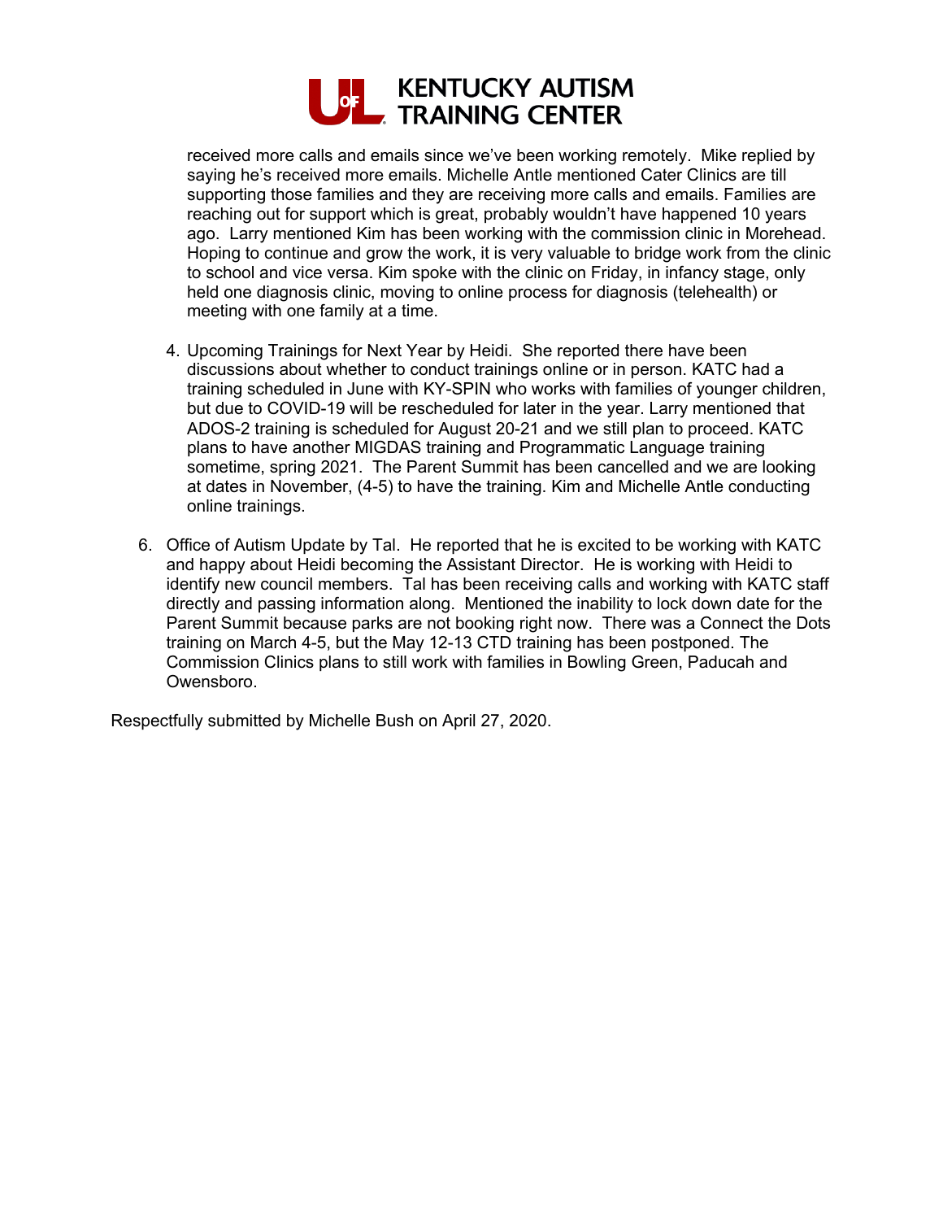received more calls and emails since we've been working remotely. Mike replied by saying he's received more emails. Michelle Antle mentioned Cater Clinics are till supporting those families and they are receiving more calls and emails. Families are reaching out for support which is great, probably wouldn't have happened 10 years ago. Larry mentioned Kim has been working with the commission clinic in Morehead. Hoping to continue and grow the work, it is very valuable to bridge work from the clinic to school and vice versa. Kim spoke with the clinic on Friday, in infancy stage, only held one diagnosis clinic, moving to online process for diagnosis (telehealth) or meeting with one family at a time.

4. Upcoming Trainings for Next Year by Heidi. She reported there have been discussions about whether to conduct trainings online or in person. KATC had a training scheduled in June with KY-SPIN who works with families of younger children, but due to COVID-19 will be rescheduled for later in the year. Larry mentioned that ADOS-2 training is scheduled for August 20-21 and we still plan to proceed. KATC plans to have another MIGDAS training and Programmatic Language training sometime, spring 2021. The Parent Summit has been cancelled and we are looking at dates in November, (4-5) to have the training. Kim and Michelle Antle conducting online trainings.

6. Office of Autism Update by Tal. He reported that he is excited to be working with KATC and happy about Heidi becoming the Assistant Director. He is working with Heidi to identify new council members. Tal has been receiving calls and working with KATC staff directly and passing information along. Mentioned the inability to lock down date for the Parent Summit because parks are not booking right now. There was a Connect the Dots training on March 4-5, but the May 12-13 CTD training has been postponed. The Commission Clinics plans to still work with families in Bowling Green, Paducah and Owensboro.

Respectfully submitted by Michelle Bush on April 27, 2020.